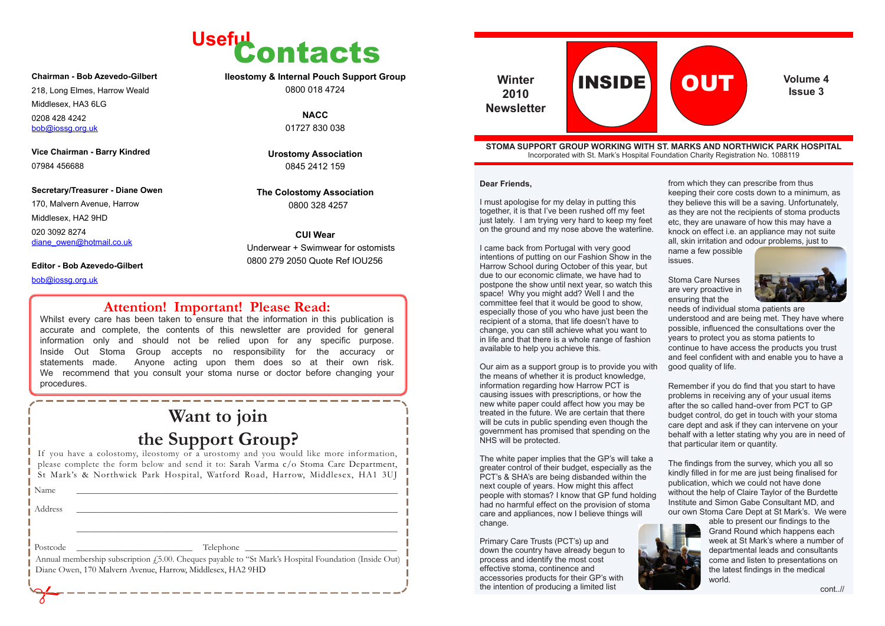# Useful Contacts

**Chairman - Bob Azevedo-Gilbert**
218, Long Elmes, Harrow Weald
Middlesex, HA3 6LG
0208 428 4242
bob@iossg.org.uk

**Vice Chairman - Barry Kindred**
07984 456688

**Secretary/Treasurer - Diane Owen**
170, Malvern Avenue, Harrow
Middlesex, HA2 9HD
020 3092 8274
diane_owen@hotmail.co.uk

**Editor - Bob Azevedo-Gilbert**
bob@iossg.org.uk

**Ileostomy & Internal Pouch Support Group**
0800 018 4724

**NACC**
01727 830 038

**Urostomy Association**
0845 2412 159

**The Colostomy Association**
0800 328 4257

**CUI Wear**
Underwear + Swimwear for ostomists
0800 279 2050 Quote Ref IOU256

## Attention! Important! Please Read:

Whilst every care has been taken to ensure that the information in this publication is accurate and complete, the contents of this newsletter are provided for general information only and should not be relied upon for any specific purpose. Inside Out Stoma Group accepts no responsibility for the accuracy or statements made. Anyone acting upon them does so at their own risk. We recommend that you consult your stoma nurse or doctor before changing your procedures.

## Want to join the Support Group?

If you have a colostomy, ileostomy or a urostomy and you would like more information, please complete the form below and send it to: Sarah Varma c/o Stoma Care Department, St Mark's & Northwick Park Hospital, Watford Road, Harrow, Middlesex, HA1 3UJ

Name ______________________________

Address ______________________________

______________________________

Postcode ______________ Telephone ______________

Annual membership subscription £5.00. Cheques payable to "St Mark's Hospital Foundation (Inside Out) Diane Owen, 170 Malvern Avenue, Harrow, Middlesex, HA2 9HD

---

# INSIDE OUT

**Winter 2010 Newsletter**

**Volume 4 Issue 3**

**STOMA SUPPORT GROUP WORKING WITH ST. MARKS AND NORTHWICK PARK HOSPITAL**
Incorporated with St. Mark's Hospital Foundation Charity Registration No. 1088119

**Dear Friends,**

I must apologise for my delay in putting this together, it is that I've been rushed off my feet just lately. I am trying very hard to keep my feet on the ground and my nose above the waterline.

I came back from Portugal with very good intentions of putting on our Fashion Show in the Harrow School during October of this year, but due to our economic climate, we have had to postpone the show until next year, so watch this space! Why you might add? Well I and the committee feel that it would be good to show, especially those of you who have just been the recipient of a stoma, that life doesn't have to change, you can still achieve what you want to in life and that there is a whole range of fashion available to help you achieve this.

Our aim as a support group is to provide you with the means of whether it is product knowledge, information regarding how Harrow PCT is causing issues with prescriptions, or how the new white paper could affect how you may be treated in the future. We are certain that there will be cuts in public spending even though the government has promised that spending on the NHS will be protected.

The white paper implies that the GP's will take a greater control of their budget, especially as the PCT's & SHA's are being disbanded within the next couple of years. How might this affect people with stomas? I know that GP fund holding had no harmful effect on the provision of stoma care and appliances, now I believe things will change.

Primary Care Trusts (PCT's) up and down the country have already begun to process and identify the most cost effective stoma, continence and accessories products for their GP's with the intention of producing a limited list from which they can prescribe from thus keeping their core costs down to a minimum, as they believe this will be a saving. Unfortunately, as they are not the recipients of stoma products etc, they are unaware of how this may have a knock on effect i.e. an appliance may not suite all, skin irritation and odour problems, just to name a few possible issues.

Stoma Care Nurses are very proactive in ensuring that the needs of individual stoma patients are understood and are being met. They have where possible, influenced the consultations over the years to protect you as stoma patients to continue to have access the products you trust and feel confident with and enable you to have a good quality of life.

Remember if you do find that you start to have problems in receiving any of your usual items after the so called hand-over from PCT to GP budget control, do get in touch with your stoma care dept and ask if they can intervene on your behalf with a letter stating why you are in need of that particular item or quantity.

The findings from the survey, which you all so kindly filled in for me are just being finalised for publication, which we could not have done without the help of Claire Taylor of the Burdette Institute and Simon Gabe Consultant MD, and our own Stoma Care Dept at St Mark's. We were able to present our findings to the Grand Round which happens each week at St Mark's where a number of departmental leads and consultants come and listen to presentations on the latest findings in the medical world.

cont..//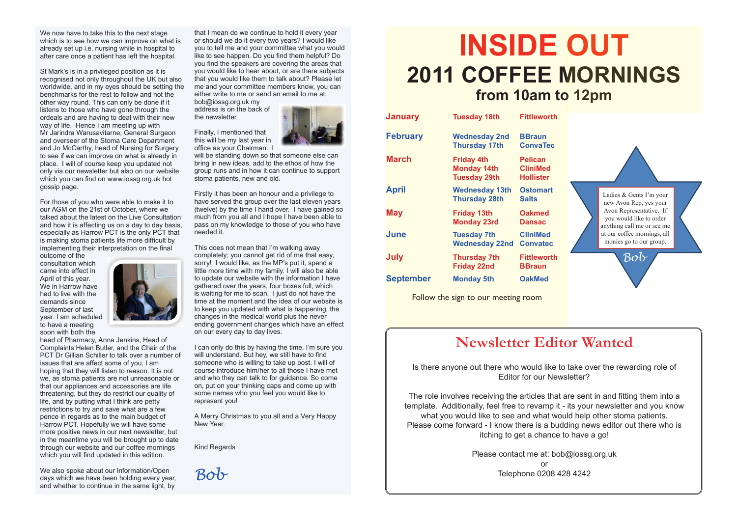We now have to take this to the next stage which is to see how we can improve on what is already set up i.e. nursing while in hospital to after care once a patient has left the hospital.

St Mark's is in a privileged position as it is recognised not only throughout the UK but also worldwide, and in my eyes should be setting the benchmarks for the rest to follow and not the other way round. This can only be done if it listens to those who have gone through the ordeals and are having to deal with their new way of life. Hence I am meeting up with Mr Jarindra Warusavitarne, General Surgeon and overseer of the Stoma Care Department and Jo McCarthy, head of Nursing for Surgery to see if we can improve on what is already in place. I will of course keep you updated not only via our newsletter but also on our website which you can find on www.iossg.org.uk hot gossip page.

For those of you who were able to make it to our AGM on the 21st of October, where we talked about the latest on the Live Consultation and how it is affecting us on a day to day basis, especially as Harrow PCT is the only PCT that is making stoma patients life more difficult by implementing their interpretation on the final outcome of the consultation which came into effect in April of this year. We in Harrow have had to live with the demands since September of last year. I am scheduled to have a meeting soon with both the head of Pharmacy, Anna Jenkins, Head of Complaints Helen Butler, and the Chair of the PCT Dr Gillian Schiller to talk over a number of issues that are affect some of you. I am hoping that they will listen to reason. It is not we, as stoma patients are not unreasonable or that our appliances and accessories are life threatening, but they do restrict our quality of life, and by putting what I think are petty restrictions to try and save what are a few pence in regards as to the main budget of Harrow PCT. Hopefully we will have some more positive news in our next newsletter, but in the meantime you will be brought up to date through our website and our coffee mornings which you will find updated in this edition.

We also spoke about our Information/Open days which we have been holding every year, and whether to continue in the same light, by that I mean do we continue to hold it every year or should we do it every two years? I would like you to tell me and your committee what you would like to see happen. Do you find them helpful? Do you find the speakers are covering the areas that you would like to hear about, or are there subjects that you would like them to talk about? Please let me and your committee members know, you can either write to me or send an email to me at: bob@iossg.org.uk my address is on the back of the newsletter.

Finally, I mentioned that this will be my last year in office as your Chairman. I will be standing down so that someone else can bring in new ideas, add to the ethos of how the group runs and in how it can continue to support stoma patients, new and old.

Firstly it has been an honour and a privilege to have served the group over the last eleven years (twelve) by the time I hand over. I have gained so much from you all and I hope I have been able to pass on my knowledge to those of you who have needed it.

This does not mean that I'm walking away completely; you cannot get rid of me that easy, sorry! I would like, as the MP's put it, spend a little more time with my family. I will also be able to update our website with the information I have gathered over the years, four boxes full, which is waiting for me to scan. I just do not have the time at the moment and the idea of our website is to keep you updated with what is happening, the changes in the medical world plus the never ending government changes which have an effect on our every day to day lives.

I can only do this by having the time, I'm sure you will understand. But hey, we still have to find someone who is willing to take up post. I will of course introduce him/her to all those I have met and who they can talk to for guidance. So come on, put on your thinking caps and come up with some names who you feel you would like to represent you!

A Merry Christmas to you all and a Very Happy New Year.

Kind Regards

*Bob*

# INSIDE OUT

## 2011 COFFEE MORNINGS

### from 10am to 12pm

| Month | Date | Sponsor |
|---|---|---|
| January | Tuesday 18th | Fittleworth |
| February | Wednesday 2nd | BBraun |
| | Thursday 17th | ConvaTec |
| March | Friday 4th | Pelican |
| | Monday 14th | CliniMed |
| | Tuesday 29th | Hollister |
| April | Wednesday 13th | Ostomart |
| | Thursday 28th | Salts |
| May | Friday 13th | Oakmed |
| | Monday 23rd | Dansac |
| June | Tuesday 7th | CliniMed |
| | Wednesday 22nd | Convatec |
| July | Thursday 7th | Fittleworth |
| | Friday 22nd | BBraun |
| September | Monday 5th | OakMed |

Follow the sign to our meeting room

Ladies & Gents I'm your new Avon Rep, yes your Avon Representative. If you would like to order anything call me or see me at our coffee mornings, all monies go to our group.

*Bob*

## Newsletter Editor Wanted

Is there anyone out there who would like to take over the rewarding role of Editor for our Newsletter?

The role involves receiving the articles that are sent in and fitting them into a template. Additionally, feel free to revamp it - its your newsletter and you know what you would like to see and what would help other stoma patients. Please come forward - I know there is a budding news editor out there who is itching to get a chance to have a go!

Please contact me at: bob@iossg.org.uk
or
Telephone 0208 428 4242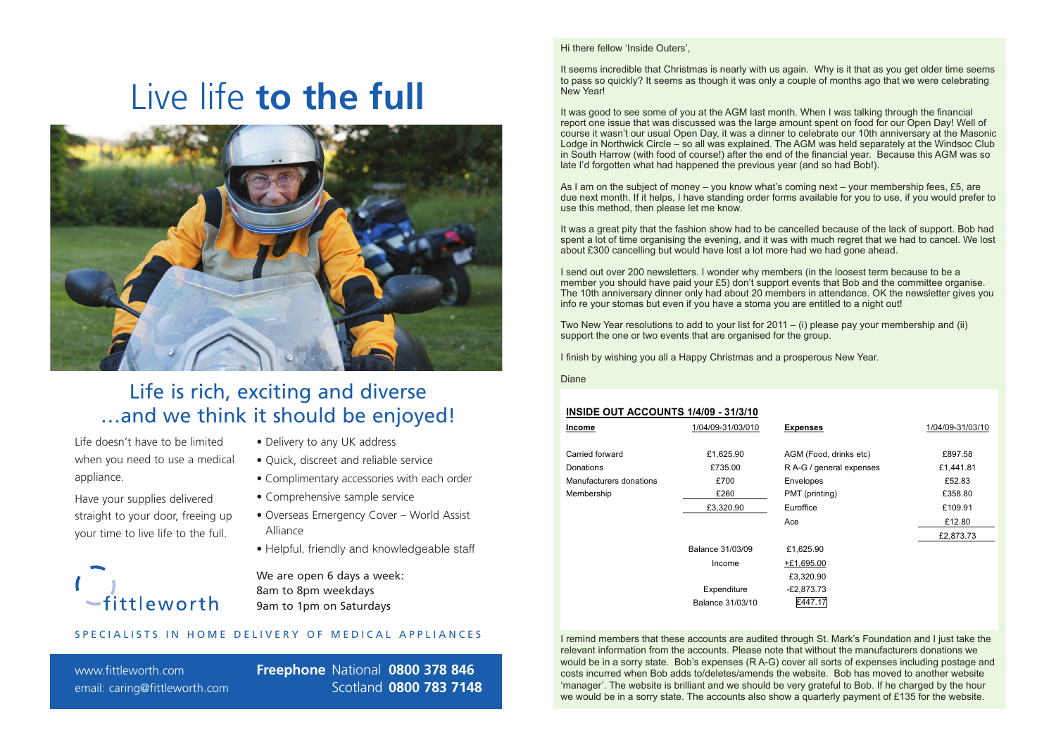# Live life **to the full**

## Life is rich, exciting and diverse …and we think it should be enjoyed!

Life doesn't have to be limited when you need to use a medical appliance.

Have your supplies delivered straight to your door, freeing up your time to live life to the full.

- Delivery to any UK address
- Quick, discreet and reliable service
- Complimentary accessories with each order
- Comprehensive sample service
- Overseas Emergency Cover – World Assist Alliance
- Helpful, friendly and knowledgeable staff

We are open 6 days a week:
8am to 8pm weekdays
9am to 1pm on Saturdays

fittleworth

SPECIALISTS IN HOME DELIVERY OF MEDICAL APPLIANCES

www.fittleworth.com
email: caring@fittleworth.com

**Freephone** National **0800 378 846**
Scotland **0800 783 7148**

---

Hi there fellow 'Inside Outers',

It seems incredible that Christmas is nearly with us again. Why is it that as you get older time seems to pass so quickly? It seems as though it was only a couple of months ago that we were celebrating New Year!

It was good to see some of you at the AGM last month. When I was talking through the financial report one issue that was discussed was the large amount spent on food for our Open Day! Well of course it wasn't our usual Open Day, it was a dinner to celebrate our 10th anniversary at the Masonic Lodge in Northwick Circle – so all was explained. The AGM was held separately at the Windsoc Club in South Harrow (with food of course!) after the end of the financial year. Because this AGM was so late I'd forgotten what had happened the previous year (and so had Bob!).

As I am on the subject of money – you know what's coming next – your membership fees, £5, are due next month. If it helps, I have standing order forms available for you to use, if you would prefer to use this method, then please let me know.

It was a great pity that the fashion show had to be cancelled because of the lack of support. Bob had spent a lot of time organising the evening, and it was with much regret that we had to cancel. We lost about £300 cancelling but would have lost a lot more had we gone ahead.

I send out over 200 newsletters. I wonder why members (in the loosest term because to be a member you should have paid your £5) don't support events that Bob and the committee organise. The 10th anniversary dinner only had about 20 members in attendance. OK the newsletter gives you info re your stomas but even if you have a stoma you are entitled to a night out!

Two New Year resolutions to add to your list for 2011 – (i) please pay your membership and (ii) support the one or two events that are organised for the group.

I finish by wishing you all a Happy Christmas and a prosperous New Year.

Diane

**INSIDE OUT ACCOUNTS 1/4/09 - 31/3/10**

| **Income** | 1/04/09-31/03/010 | **Expenses** | 1/04/09-31/03/10 |
|---|---|---|---|
| Carried forward | £1,625.90 | AGM (Food, drinks etc) | £897.58 |
| Donations | £735.00 | R A-G / general expenses | £1,441.81 |
| Manufacturers donations | £700 | Envelopes | £52.83 |
| Membership | £260 | PMT (printing) | £358.80 |
| | £3,320.90 | Euroffice | £109.91 |
| | | Ace | £12.80 |
| | | | £2,873.73 |

| | |
|---|---|
| Balance 31/03/09 | £1,625.90 |
| Income | +£1,695.00 |
| | £3,320.90 |
| Expenditure | -£2,873.73 |
| Balance 31/03/10 | £447.17 |

I remind members that these accounts are audited through St. Mark's Foundation and I just take the relevant information from the accounts. Please note that without the manufacturers donations we would be in a sorry state. Bob's expenses (R A-G) cover all sorts of expenses including postage and costs incurred when Bob adds to/deletes/amends the website. Bob has moved to another website 'manager'. The website is brilliant and we should be very grateful to Bob. If he charged by the hour we would be in a sorry state. The accounts also show a quarterly payment of £135 for the website.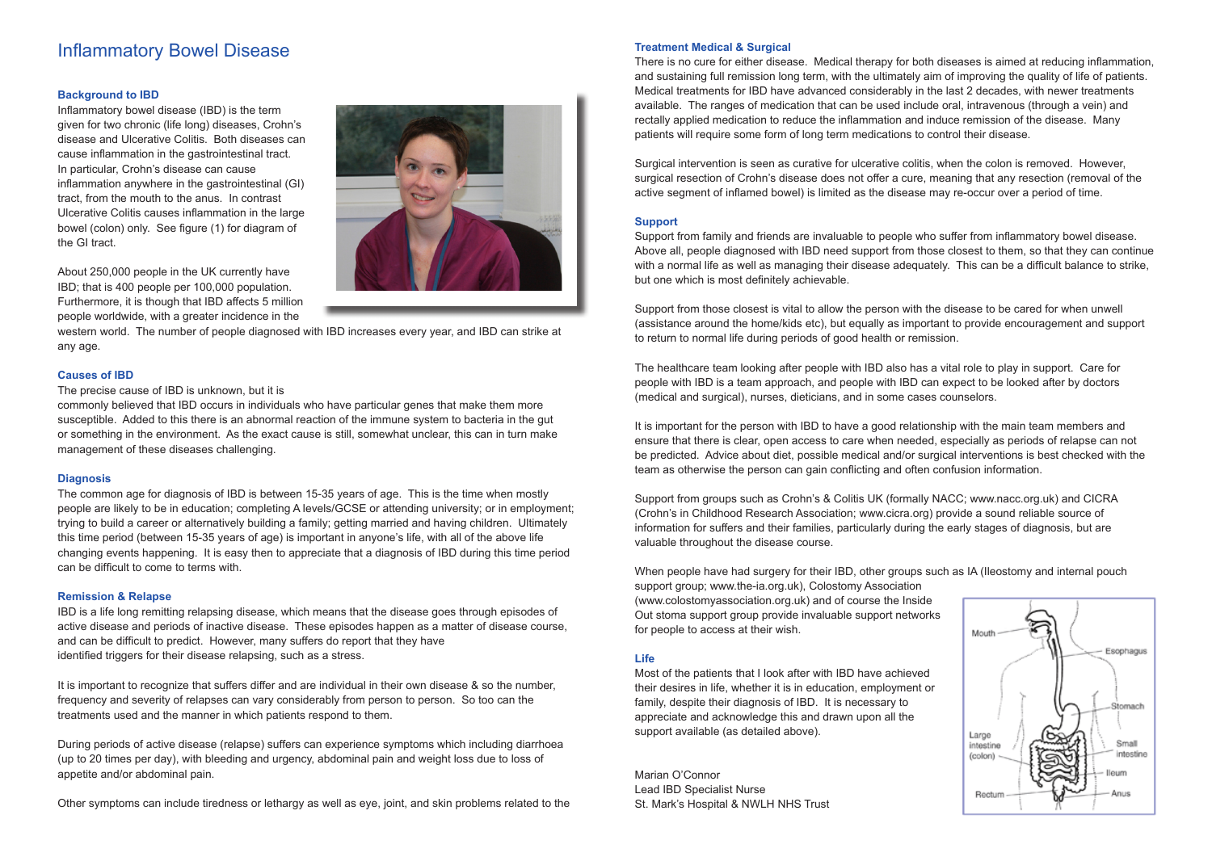# Inflammatory Bowel Disease

### Background to IBD

Inflammatory bowel disease (IBD) is the term given for two chronic (life long) diseases, Crohn's disease and Ulcerative Colitis. Both diseases can cause inflammation in the gastrointestinal tract. In particular, Crohn's disease can cause inflammation anywhere in the gastrointestinal (GI) tract, from the mouth to the anus. In contrast Ulcerative Colitis causes inflammation in the large bowel (colon) only. See figure (1) for diagram of the GI tract.

About 250,000 people in the UK currently have IBD; that is 400 people per 100,000 population. Furthermore, it is though that IBD affects 5 million people worldwide, with a greater incidence in the western world. The number of people diagnosed with IBD increases every year, and IBD can strike at any age.

### Causes of IBD

The precise cause of IBD is unknown, but it is commonly believed that IBD occurs in individuals who have particular genes that make them more susceptible. Added to this there is an abnormal reaction of the immune system to bacteria in the gut or something in the environment. As the exact cause is still, somewhat unclear, this can in turn make management of these diseases challenging.

### Diagnosis

The common age for diagnosis of IBD is between 15-35 years of age. This is the time when mostly people are likely to be in education; completing A levels/GCSE or attending university; or in employment; trying to build a career or alternatively building a family; getting married and having children. Ultimately this time period (between 15-35 years of age) is important in anyone's life, with all of the above life changing events happening. It is easy then to appreciate that a diagnosis of IBD during this time period can be difficult to come to terms with.

### Remission & Relapse

IBD is a life long remitting relapsing disease, which means that the disease goes through episodes of active disease and periods of inactive disease. These episodes happen as a matter of disease course, and can be difficult to predict. However, many suffers do report that they have identified triggers for their disease relapsing, such as a stress.

It is important to recognize that suffers differ and are individual in their own disease & so the number, frequency and severity of relapses can vary considerably from person to person. So too can the treatments used and the manner in which patients respond to them.

During periods of active disease (relapse) suffers can experience symptoms which including diarrhoea (up to 20 times per day), with bleeding and urgency, abdominal pain and weight loss due to loss of appetite and/or abdominal pain.

Other symptoms can include tiredness or lethargy as well as eye, joint, and skin problems related to the

### Treatment Medical & Surgical

There is no cure for either disease. Medical therapy for both diseases is aimed at reducing inflammation, and sustaining full remission long term, with the ultimately aim of improving the quality of life of patients. Medical treatments for IBD have advanced considerably in the last 2 decades, with newer treatments available. The ranges of medication that can be used include oral, intravenous (through a vein) and rectally applied medication to reduce the inflammation and induce remission of the disease. Many patients will require some form of long term medications to control their disease.

Surgical intervention is seen as curative for ulcerative colitis, when the colon is removed. However, surgical resection of Crohn's disease does not offer a cure, meaning that any resection (removal of the active segment of inflamed bowel) is limited as the disease may re-occur over a period of time.

### Support

Support from family and friends are invaluable to people who suffer from inflammatory bowel disease. Above all, people diagnosed with IBD need support from those closest to them, so that they can continue with a normal life as well as managing their disease adequately. This can be a difficult balance to strike, but one which is most definitely achievable.

Support from those closest is vital to allow the person with the disease to be cared for when unwell (assistance around the home/kids etc), but equally as important to provide encouragement and support to return to normal life during periods of good health or remission.

The healthcare team looking after people with IBD also has a vital role to play in support. Care for people with IBD is a team approach, and people with IBD can expect to be looked after by doctors (medical and surgical), nurses, dieticians, and in some cases counselors.

It is important for the person with IBD to have a good relationship with the main team members and ensure that there is clear, open access to care when needed, especially as periods of relapse can not be predicted. Advice about diet, possible medical and/or surgical interventions is best checked with the team as otherwise the person can gain conflicting and often confusion information.

Support from groups such as Crohn's & Colitis UK (formally NACC; www.nacc.org.uk) and CICRA (Crohn's in Childhood Research Association; www.cicra.org) provide a sound reliable source of information for suffers and their families, particularly during the early stages of diagnosis, but are valuable throughout the disease course.

When people have had surgery for their IBD, other groups such as IA (Ileostomy and internal pouch support group; www.the-ia.org.uk), Colostomy Association (www.colostomyassociation.org.uk) and of course the Inside Out stoma support group provide invaluable support networks for people to access at their wish.

### Life

Most of the patients that I look after with IBD have achieved their desires in life, whether it is in education, employment or family, despite their diagnosis of IBD. It is necessary to appreciate and acknowledge this and drawn upon all the support available (as detailed above).

Marian O'Connor
Lead IBD Specialist Nurse
St. Mark's Hospital & NWLH NHS Trust

Mouth
Esophagus
Stomach
Large intestine (colon)
Small intestine
Ileum
Rectum
Anus